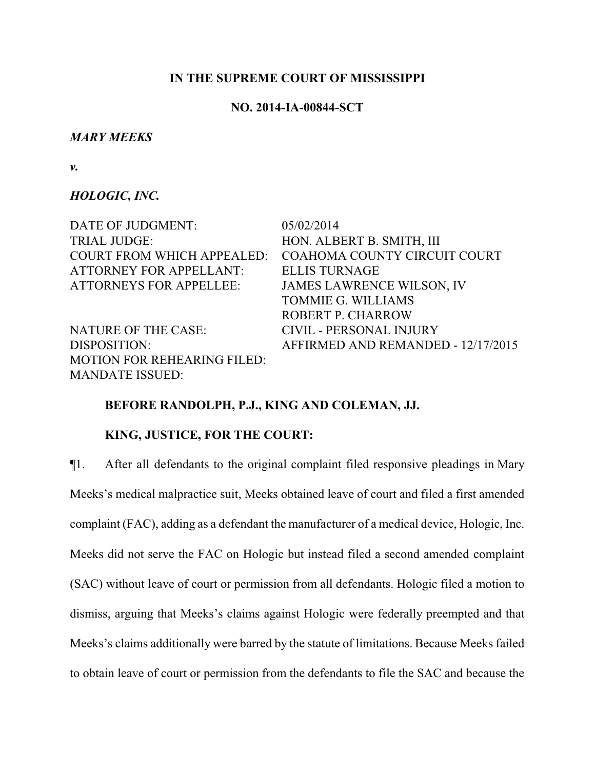**IN THE SUPREME COURT OF MISSISSIPPI**

**NO. 2014-IA-00844-SCT**

***MARY MEEKS***

***v.***

***HOLOGIC, INC.***

| | |
|---|---|
| DATE OF JUDGMENT: | 05/02/2014 |
| TRIAL JUDGE: | HON. ALBERT B. SMITH, III |
| COURT FROM WHICH APPEALED: | COAHOMA COUNTY CIRCUIT COURT |
| ATTORNEY FOR APPELLANT: | ELLIS TURNAGE |
| ATTORNEYS FOR APPELLEE: | JAMES LAWRENCE WILSON, IV<br>TOMMIE G. WILLIAMS<br>ROBERT P. CHARROW |
| NATURE OF THE CASE: | CIVIL - PERSONAL INJURY |
| DISPOSITION: | AFFIRMED AND REMANDED - 12/17/2015 |
| MOTION FOR REHEARING FILED: | |
| MANDATE ISSUED: | |

**BEFORE RANDOLPH, P.J., KING AND COLEMAN, JJ.**

**KING, JUSTICE, FOR THE COURT:**

¶1. After all defendants to the original complaint filed responsive pleadings in Mary Meeks's medical malpractice suit, Meeks obtained leave of court and filed a first amended complaint (FAC), adding as a defendant the manufacturer of a medical device, Hologic, Inc. Meeks did not serve the FAC on Hologic but instead filed a second amended complaint (SAC) without leave of court or permission from all defendants. Hologic filed a motion to dismiss, arguing that Meeks's claims against Hologic were federally preempted and that Meeks's claims additionally were barred by the statute of limitations. Because Meeks failed to obtain leave of court or permission from the defendants to file the SAC and because the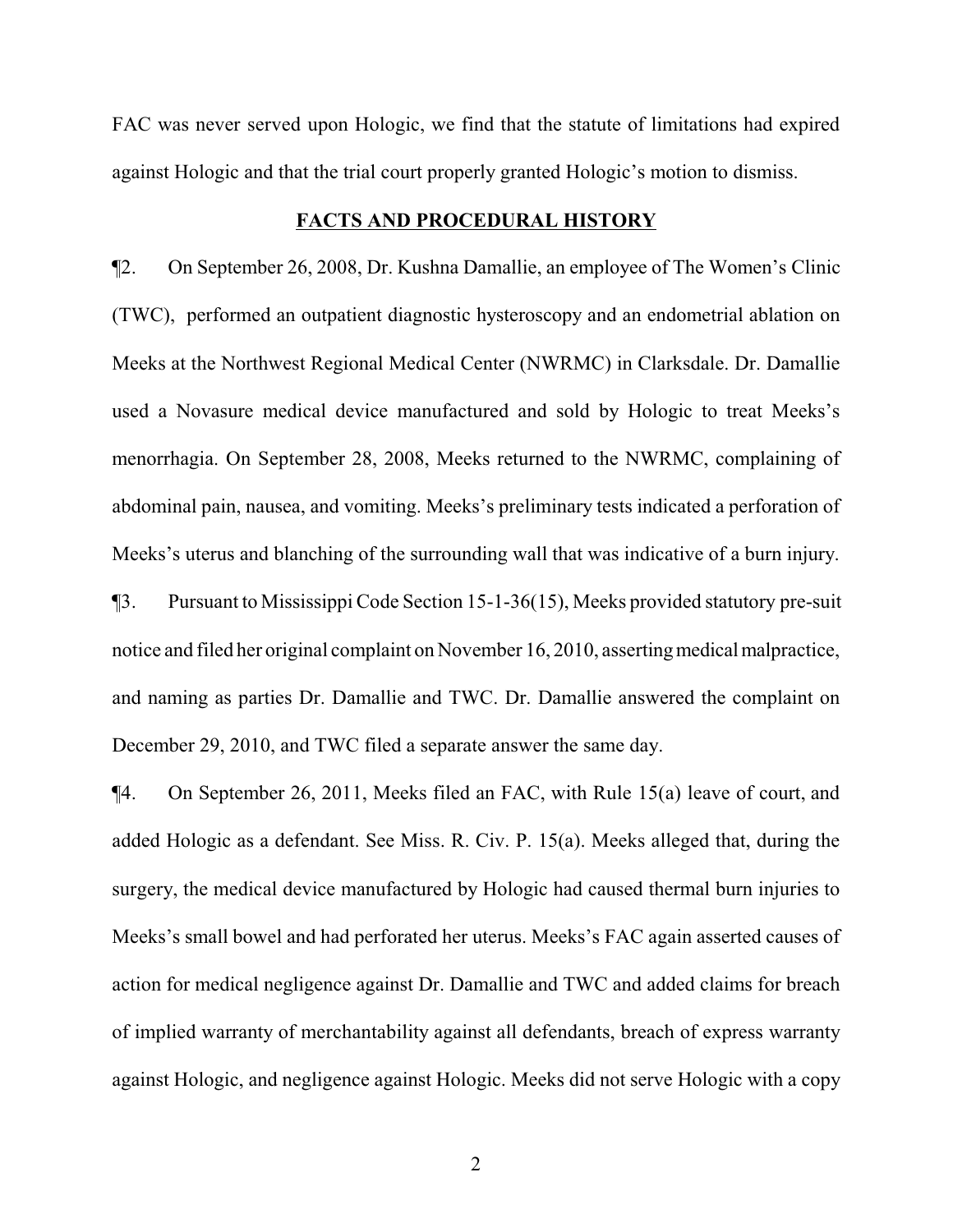FAC was never served upon Hologic, we find that the statute of limitations had expired against Hologic and that the trial court properly granted Hologic's motion to dismiss.

## FACTS AND PROCEDURAL HISTORY

¶2. On September 26, 2008, Dr. Kushna Damallie, an employee of The Women's Clinic (TWC), performed an outpatient diagnostic hysteroscopy and an endometrial ablation on Meeks at the Northwest Regional Medical Center (NWRMC) in Clarksdale. Dr. Damallie used a Novasure medical device manufactured and sold by Hologic to treat Meeks's menorrhagia. On September 28, 2008, Meeks returned to the NWRMC, complaining of abdominal pain, nausea, and vomiting. Meeks's preliminary tests indicated a perforation of Meeks's uterus and blanching of the surrounding wall that was indicative of a burn injury.

¶3. Pursuant to Mississippi Code Section 15-1-36(15), Meeks provided statutory pre-suit notice and filed her original complaint on November 16, 2010, asserting medical malpractice, and naming as parties Dr. Damallie and TWC. Dr. Damallie answered the complaint on December 29, 2010, and TWC filed a separate answer the same day.

¶4. On September 26, 2011, Meeks filed an FAC, with Rule 15(a) leave of court, and added Hologic as a defendant. See Miss. R. Civ. P. 15(a). Meeks alleged that, during the surgery, the medical device manufactured by Hologic had caused thermal burn injuries to Meeks's small bowel and had perforated her uterus. Meeks's FAC again asserted causes of action for medical negligence against Dr. Damallie and TWC and added claims for breach of implied warranty of merchantability against all defendants, breach of express warranty against Hologic, and negligence against Hologic. Meeks did not serve Hologic with a copy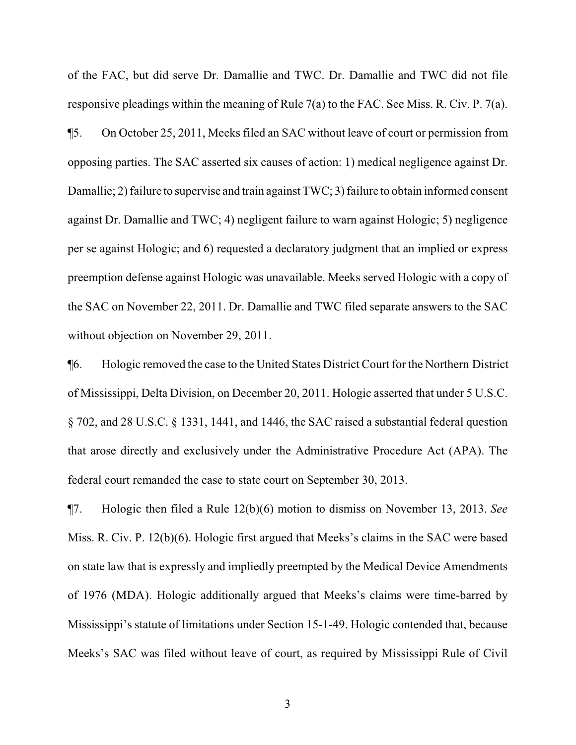of the FAC, but did serve Dr. Damallie and TWC. Dr. Damallie and TWC did not file responsive pleadings within the meaning of Rule 7(a) to the FAC. See Miss. R. Civ. P. 7(a).

¶5. On October 25, 2011, Meeks filed an SAC without leave of court or permission from opposing parties. The SAC asserted six causes of action: 1) medical negligence against Dr. Damallie; 2) failure to supervise and train against TWC; 3) failure to obtain informed consent against Dr. Damallie and TWC; 4) negligent failure to warn against Hologic; 5) negligence per se against Hologic; and 6) requested a declaratory judgment that an implied or express preemption defense against Hologic was unavailable. Meeks served Hologic with a copy of the SAC on November 22, 2011. Dr. Damallie and TWC filed separate answers to the SAC without objection on November 29, 2011.

¶6. Hologic removed the case to the United States District Court for the Northern District of Mississippi, Delta Division, on December 20, 2011. Hologic asserted that under 5 U.S.C. § 702, and 28 U.S.C. § 1331, 1441, and 1446, the SAC raised a substantial federal question that arose directly and exclusively under the Administrative Procedure Act (APA). The federal court remanded the case to state court on September 30, 2013.

¶7. Hologic then filed a Rule 12(b)(6) motion to dismiss on November 13, 2013. *See* Miss. R. Civ. P. 12(b)(6). Hologic first argued that Meeks's claims in the SAC were based on state law that is expressly and impliedly preempted by the Medical Device Amendments of 1976 (MDA). Hologic additionally argued that Meeks's claims were time-barred by Mississippi's statute of limitations under Section 15-1-49. Hologic contended that, because Meeks's SAC was filed without leave of court, as required by Mississippi Rule of Civil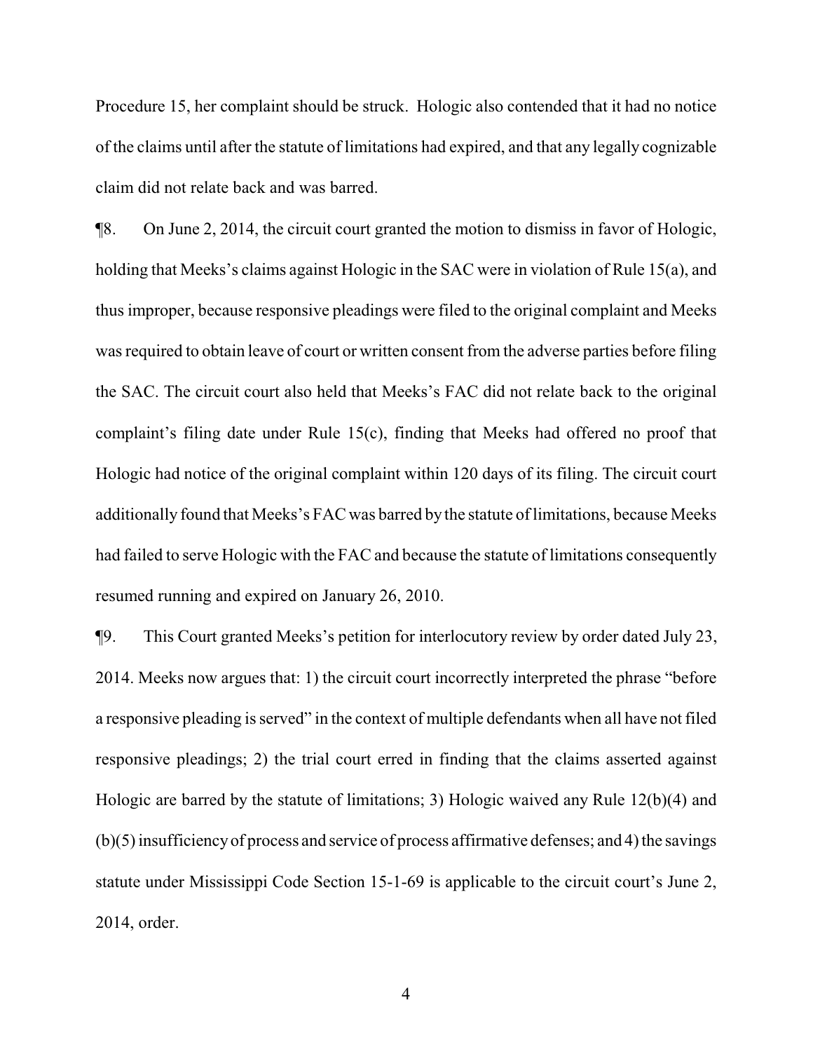Procedure 15, her complaint should be struck. Hologic also contended that it had no notice of the claims until after the statute of limitations had expired, and that any legally cognizable claim did not relate back and was barred.

¶8. On June 2, 2014, the circuit court granted the motion to dismiss in favor of Hologic, holding that Meeks's claims against Hologic in the SAC were in violation of Rule 15(a), and thus improper, because responsive pleadings were filed to the original complaint and Meeks was required to obtain leave of court or written consent from the adverse parties before filing the SAC. The circuit court also held that Meeks's FAC did not relate back to the original complaint's filing date under Rule 15(c), finding that Meeks had offered no proof that Hologic had notice of the original complaint within 120 days of its filing. The circuit court additionally found that Meeks's FAC was barred by the statute of limitations, because Meeks had failed to serve Hologic with the FAC and because the statute of limitations consequently resumed running and expired on January 26, 2010.

¶9. This Court granted Meeks's petition for interlocutory review by order dated July 23, 2014. Meeks now argues that: 1) the circuit court incorrectly interpreted the phrase "before a responsive pleading is served" in the context of multiple defendants when all have not filed responsive pleadings; 2) the trial court erred in finding that the claims asserted against Hologic are barred by the statute of limitations; 3) Hologic waived any Rule 12(b)(4) and (b)(5) insufficiency of process and service of process affirmative defenses; and 4) the savings statute under Mississippi Code Section 15-1-69 is applicable to the circuit court's June 2, 2014, order.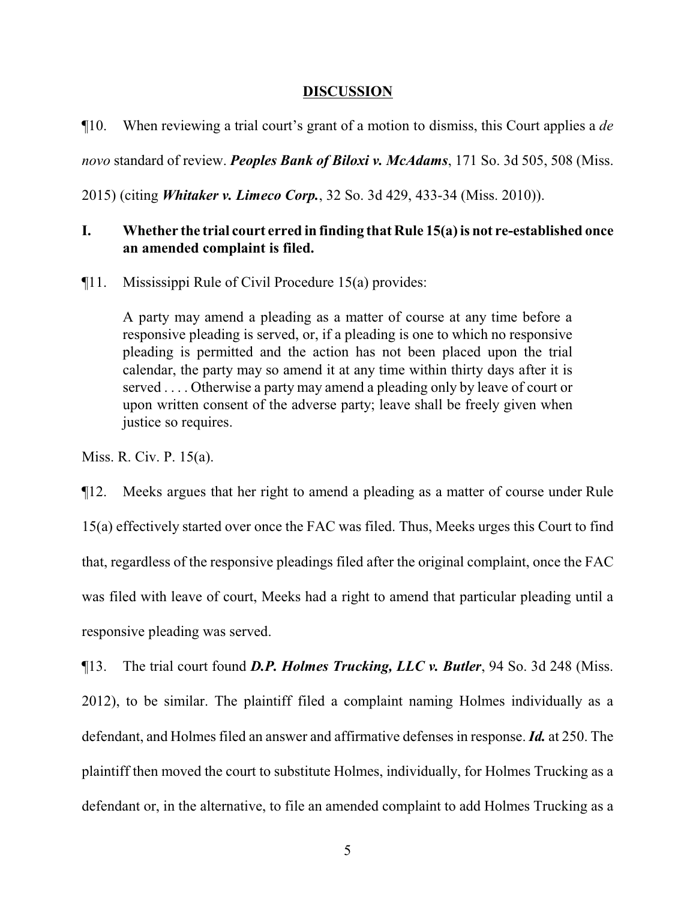## DISCUSSION

¶10. When reviewing a trial court's grant of a motion to dismiss, this Court applies a *de novo* standard of review. ***Peoples Bank of Biloxi v. McAdams***, 171 So. 3d 505, 508 (Miss. 2015) (citing ***Whitaker v. Limeco Corp.***, 32 So. 3d 429, 433-34 (Miss. 2010)).

### I. Whether the trial court erred in finding that Rule 15(a) is not re-established once an amended complaint is filed.

¶11. Mississippi Rule of Civil Procedure 15(a) provides:

> A party may amend a pleading as a matter of course at any time before a responsive pleading is served, or, if a pleading is one to which no responsive pleading is permitted and the action has not been placed upon the trial calendar, the party may so amend it at any time within thirty days after it is served . . . . Otherwise a party may amend a pleading only by leave of court or upon written consent of the adverse party; leave shall be freely given when justice so requires.

Miss. R. Civ. P. 15(a).

¶12. Meeks argues that her right to amend a pleading as a matter of course under Rule 15(a) effectively started over once the FAC was filed. Thus, Meeks urges this Court to find that, regardless of the responsive pleadings filed after the original complaint, once the FAC was filed with leave of court, Meeks had a right to amend that particular pleading until a responsive pleading was served.

¶13. The trial court found ***D.P. Holmes Trucking, LLC v. Butler***, 94 So. 3d 248 (Miss. 2012), to be similar. The plaintiff filed a complaint naming Holmes individually as a defendant, and Holmes filed an answer and affirmative defenses in response. ***Id.*** at 250. The plaintiff then moved the court to substitute Holmes, individually, for Holmes Trucking as a defendant or, in the alternative, to file an amended complaint to add Holmes Trucking as a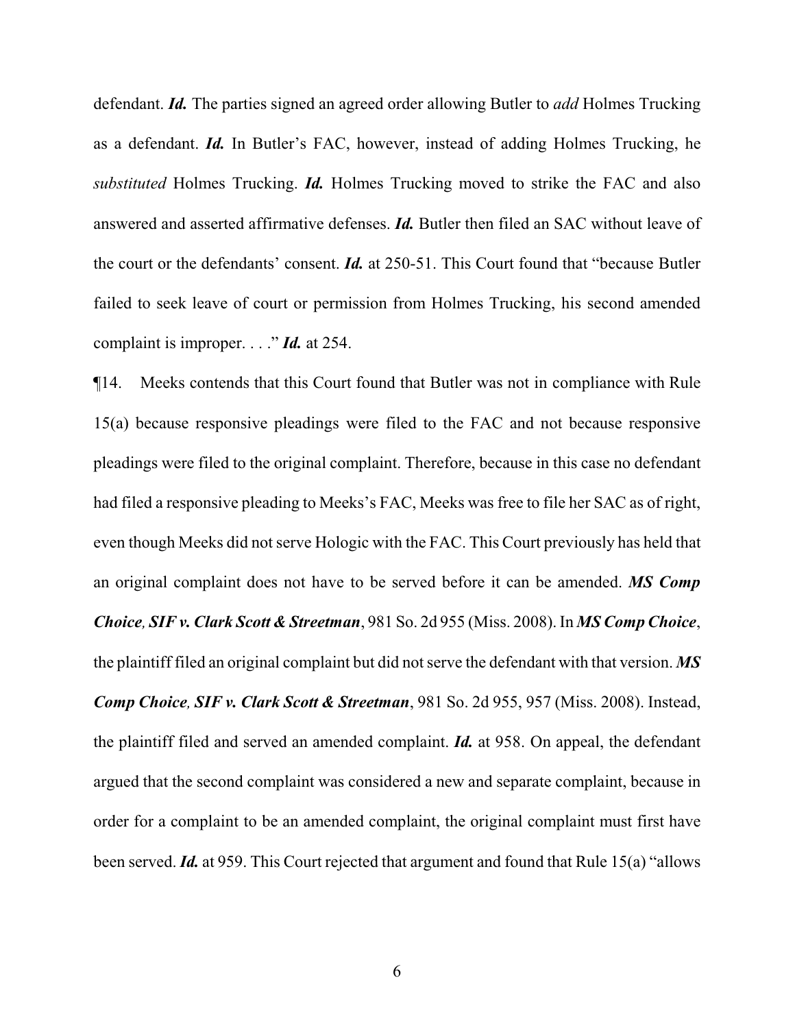defendant. ***Id.*** The parties signed an agreed order allowing Butler to *add* Holmes Trucking as a defendant. ***Id.*** In Butler's FAC, however, instead of adding Holmes Trucking, he *substituted* Holmes Trucking. ***Id.*** Holmes Trucking moved to strike the FAC and also answered and asserted affirmative defenses. ***Id.*** Butler then filed an SAC without leave of the court or the defendants' consent. ***Id.*** at 250-51. This Court found that "because Butler failed to seek leave of court or permission from Holmes Trucking, his second amended complaint is improper. . . ." ***Id.*** at 254.

¶14. Meeks contends that this Court found that Butler was not in compliance with Rule 15(a) because responsive pleadings were filed to the FAC and not because responsive pleadings were filed to the original complaint. Therefore, because in this case no defendant had filed a responsive pleading to Meeks's FAC, Meeks was free to file her SAC as of right, even though Meeks did not serve Hologic with the FAC. This Court previously has held that an original complaint does not have to be served before it can be amended. ***MS Comp Choice, SIF v. Clark Scott & Streetman***, 981 So. 2d 955 (Miss. 2008). In ***MS Comp Choice***, the plaintiff filed an original complaint but did not serve the defendant with that version. ***MS Comp Choice, SIF v. Clark Scott & Streetman***, 981 So. 2d 955, 957 (Miss. 2008). Instead, the plaintiff filed and served an amended complaint. ***Id.*** at 958. On appeal, the defendant argued that the second complaint was considered a new and separate complaint, because in order for a complaint to be an amended complaint, the original complaint must first have been served. ***Id.*** at 959. This Court rejected that argument and found that Rule 15(a) "allows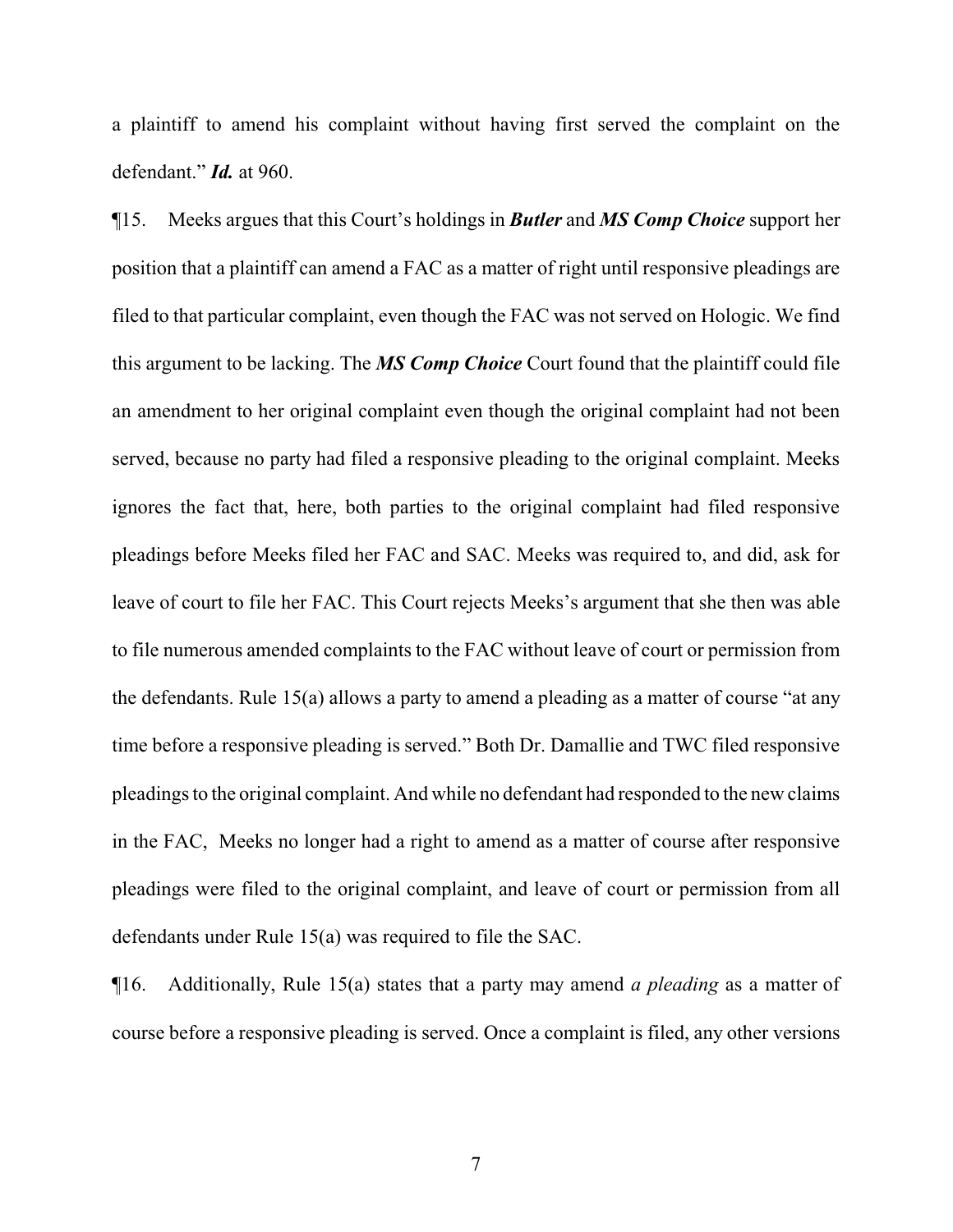a plaintiff to amend his complaint without having first served the complaint on the defendant." ***Id.*** at 960.

¶15. Meeks argues that this Court's holdings in ***Butler*** and ***MS Comp Choice*** support her position that a plaintiff can amend a FAC as a matter of right until responsive pleadings are filed to that particular complaint, even though the FAC was not served on Hologic. We find this argument to be lacking. The ***MS Comp Choice*** Court found that the plaintiff could file an amendment to her original complaint even though the original complaint had not been served, because no party had filed a responsive pleading to the original complaint. Meeks ignores the fact that, here, both parties to the original complaint had filed responsive pleadings before Meeks filed her FAC and SAC. Meeks was required to, and did, ask for leave of court to file her FAC. This Court rejects Meeks's argument that she then was able to file numerous amended complaints to the FAC without leave of court or permission from the defendants. Rule 15(a) allows a party to amend a pleading as a matter of course "at any time before a responsive pleading is served." Both Dr. Damallie and TWC filed responsive pleadings to the original complaint. And while no defendant had responded to the new claims in the FAC, Meeks no longer had a right to amend as a matter of course after responsive pleadings were filed to the original complaint, and leave of court or permission from all defendants under Rule 15(a) was required to file the SAC.

¶16. Additionally, Rule 15(a) states that a party may amend *a pleading* as a matter of course before a responsive pleading is served. Once a complaint is filed, any other versions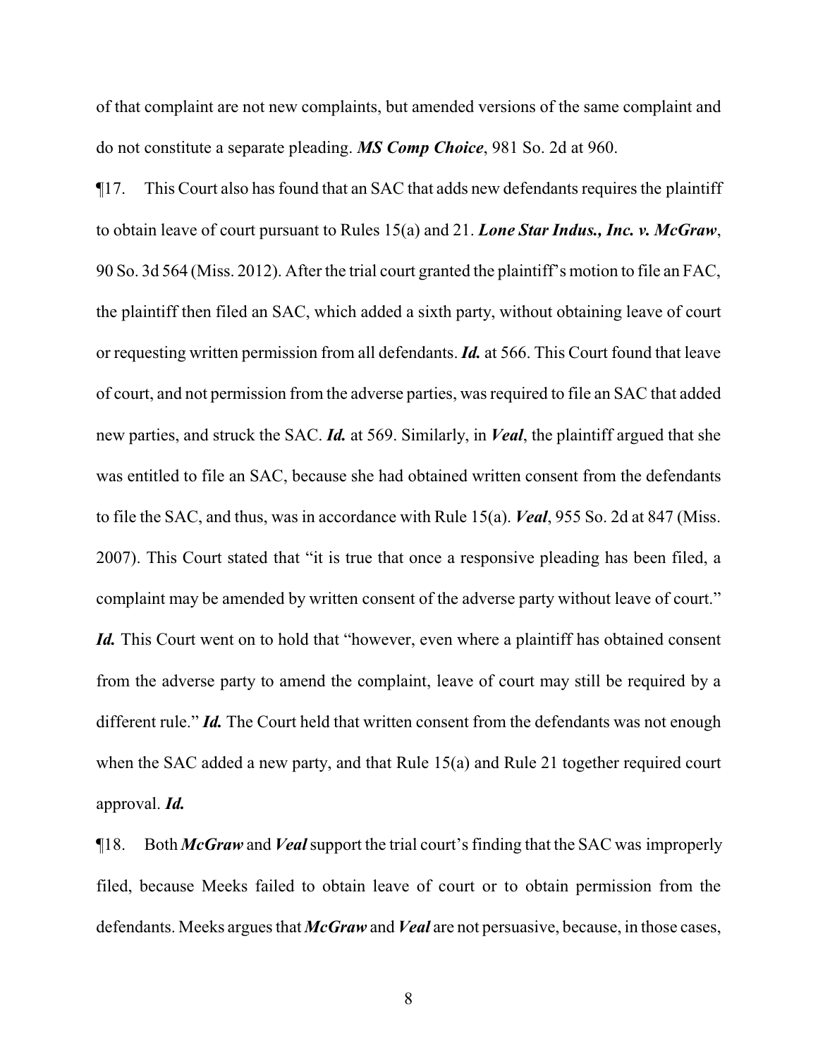of that complaint are not new complaints, but amended versions of the same complaint and do not constitute a separate pleading. ***MS Comp Choice***, 981 So. 2d at 960.

¶17. This Court also has found that an SAC that adds new defendants requires the plaintiff to obtain leave of court pursuant to Rules 15(a) and 21. ***Lone Star Indus., Inc. v. McGraw***, 90 So. 3d 564 (Miss. 2012). After the trial court granted the plaintiff's motion to file an FAC, the plaintiff then filed an SAC, which added a sixth party, without obtaining leave of court or requesting written permission from all defendants. ***Id.*** at 566. This Court found that leave of court, and not permission from the adverse parties, was required to file an SAC that added new parties, and struck the SAC. ***Id.*** at 569. Similarly, in ***Veal***, the plaintiff argued that she was entitled to file an SAC, because she had obtained written consent from the defendants to file the SAC, and thus, was in accordance with Rule 15(a). ***Veal***, 955 So. 2d at 847 (Miss. 2007). This Court stated that "it is true that once a responsive pleading has been filed, a complaint may be amended by written consent of the adverse party without leave of court." ***Id.*** This Court went on to hold that "however, even where a plaintiff has obtained consent from the adverse party to amend the complaint, leave of court may still be required by a different rule." ***Id.*** The Court held that written consent from the defendants was not enough when the SAC added a new party, and that Rule 15(a) and Rule 21 together required court approval. ***Id.***

¶18. Both ***McGraw*** and ***Veal*** support the trial court's finding that the SAC was improperly filed, because Meeks failed to obtain leave of court or to obtain permission from the defendants. Meeks argues that ***McGraw*** and ***Veal*** are not persuasive, because, in those cases,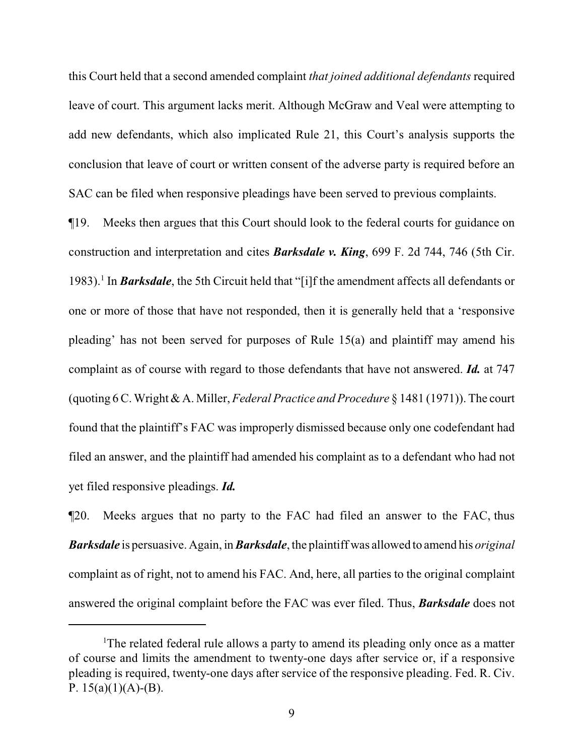this Court held that a second amended complaint *that joined additional defendants* required leave of court. This argument lacks merit. Although McGraw and Veal were attempting to add new defendants, which also implicated Rule 21, this Court's analysis supports the conclusion that leave of court or written consent of the adverse party is required before an SAC can be filed when responsive pleadings have been served to previous complaints.

¶19. Meeks then argues that this Court should look to the federal courts for guidance on construction and interpretation and cites ***Barksdale v. King***, 699 F. 2d 744, 746 (5th Cir. 1983).[1] In ***Barksdale***, the 5th Circuit held that "[i]f the amendment affects all defendants or one or more of those that have not responded, then it is generally held that a 'responsive pleading' has not been served for purposes of Rule 15(a) and plaintiff may amend his complaint as of course with regard to those defendants that have not answered. ***Id.*** at 747 (quoting 6 C. Wright & A. Miller, *Federal Practice and Procedure* § 1481 (1971)). The court found that the plaintiff's FAC was improperly dismissed because only one codefendant had filed an answer, and the plaintiff had amended his complaint as to a defendant who had not yet filed responsive pleadings. ***Id.***

¶20. Meeks argues that no party to the FAC had filed an answer to the FAC, thus ***Barksdale*** is persuasive. Again, in ***Barksdale***, the plaintiff was allowed to amend his *original* complaint as of right, not to amend his FAC. And, here, all parties to the original complaint answered the original complaint before the FAC was ever filed. Thus, ***Barksdale*** does not

---

[1]The related federal rule allows a party to amend its pleading only once as a matter of course and limits the amendment to twenty-one days after service or, if a responsive pleading is required, twenty-one days after service of the responsive pleading. Fed. R. Civ. P. 15(a)(1)(A)-(B).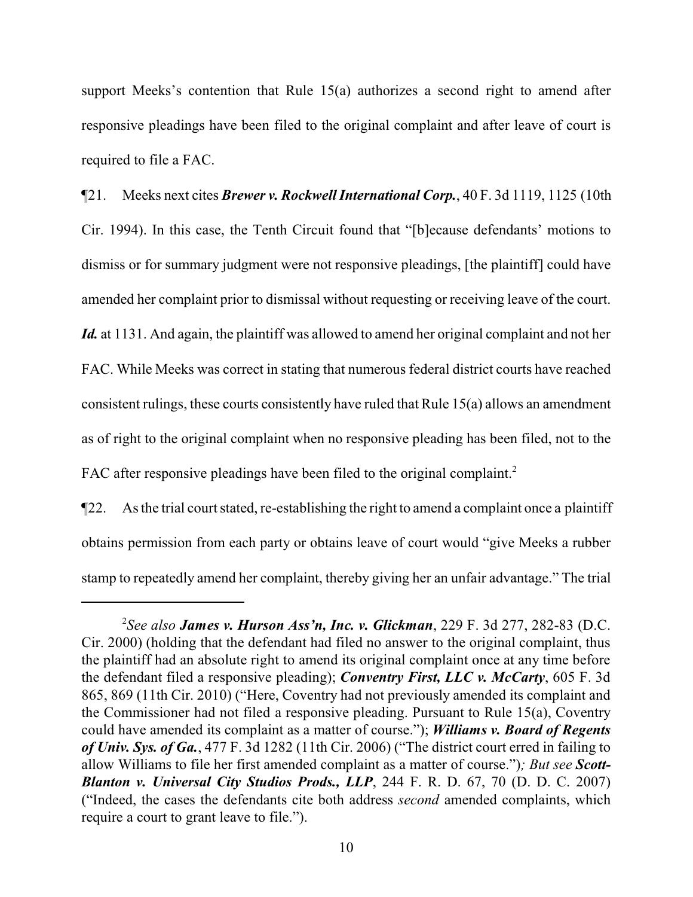support Meeks's contention that Rule 15(a) authorizes a second right to amend after responsive pleadings have been filed to the original complaint and after leave of court is required to file a FAC.

¶21. Meeks next cites ***Brewer v. Rockwell International Corp.***, 40 F. 3d 1119, 1125 (10th Cir. 1994). In this case, the Tenth Circuit found that "[b]ecause defendants' motions to dismiss or for summary judgment were not responsive pleadings, [the plaintiff] could have amended her complaint prior to dismissal without requesting or receiving leave of the court. ***Id.*** at 1131. And again, the plaintiff was allowed to amend her original complaint and not her FAC. While Meeks was correct in stating that numerous federal district courts have reached consistent rulings, these courts consistently have ruled that Rule 15(a) allows an amendment as of right to the original complaint when no responsive pleading has been filed, not to the FAC after responsive pleadings have been filed to the original complaint.[2]

¶22. As the trial court stated, re-establishing the right to amend a complaint once a plaintiff obtains permission from each party or obtains leave of court would "give Meeks a rubber stamp to repeatedly amend her complaint, thereby giving her an unfair advantage." The trial

---

[2] *See also* ***James v. Hurson Ass'n, Inc. v. Glickman***, 229 F. 3d 277, 282-83 (D.C. Cir. 2000) (holding that the defendant had filed no answer to the original complaint, thus the plaintiff had an absolute right to amend its original complaint once at any time before the defendant filed a responsive pleading); ***Conventry First, LLC v. McCarty***, 605 F. 3d 865, 869 (11th Cir. 2010) ("Here, Coventry had not previously amended its complaint and the Commissioner had not filed a responsive pleading. Pursuant to Rule 15(a), Coventry could have amended its complaint as a matter of course."); ***Williams v. Board of Regents of Univ. Sys. of Ga.***, 477 F. 3d 1282 (11th Cir. 2006) ("The district court erred in failing to allow Williams to file her first amended complaint as a matter of course."); *But see* ***Scott-Blanton v. Universal City Studios Prods., LLP***, 244 F. R. D. 67, 70 (D. D. C. 2007) ("Indeed, the cases the defendants cite both address *second* amended complaints, which require a court to grant leave to file.").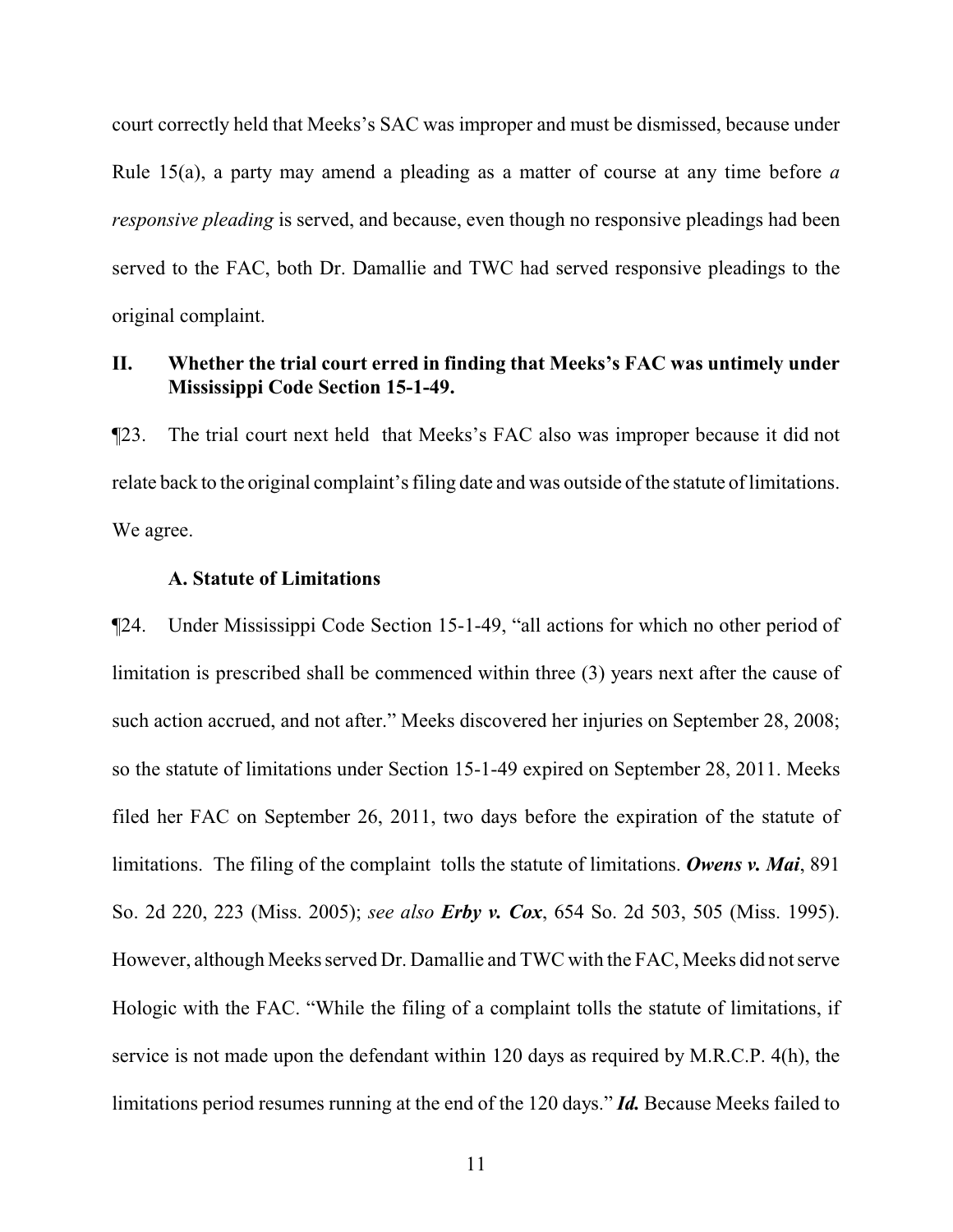court correctly held that Meeks's SAC was improper and must be dismissed, because under Rule 15(a), a party may amend a pleading as a matter of course at any time before *a responsive pleading* is served, and because, even though no responsive pleadings had been served to the FAC, both Dr. Damallie and TWC had served responsive pleadings to the original complaint.

## II. Whether the trial court erred in finding that Meeks's FAC was untimely under Mississippi Code Section 15-1-49.

¶23. The trial court next held that Meeks's FAC also was improper because it did not relate back to the original complaint's filing date and was outside of the statute of limitations. We agree.

### A. Statute of Limitations

¶24. Under Mississippi Code Section 15-1-49, "all actions for which no other period of limitation is prescribed shall be commenced within three (3) years next after the cause of such action accrued, and not after." Meeks discovered her injuries on September 28, 2008; so the statute of limitations under Section 15-1-49 expired on September 28, 2011. Meeks filed her FAC on September 26, 2011, two days before the expiration of the statute of limitations. The filing of the complaint tolls the statute of limitations. ***Owens v. Mai***, 891 So. 2d 220, 223 (Miss. 2005); *see also* ***Erby v. Cox***, 654 So. 2d 503, 505 (Miss. 1995). However, although Meeks served Dr. Damallie and TWC with the FAC, Meeks did not serve Hologic with the FAC. "While the filing of a complaint tolls the statute of limitations, if service is not made upon the defendant within 120 days as required by M.R.C.P. 4(h), the limitations period resumes running at the end of the 120 days." ***Id.*** Because Meeks failed to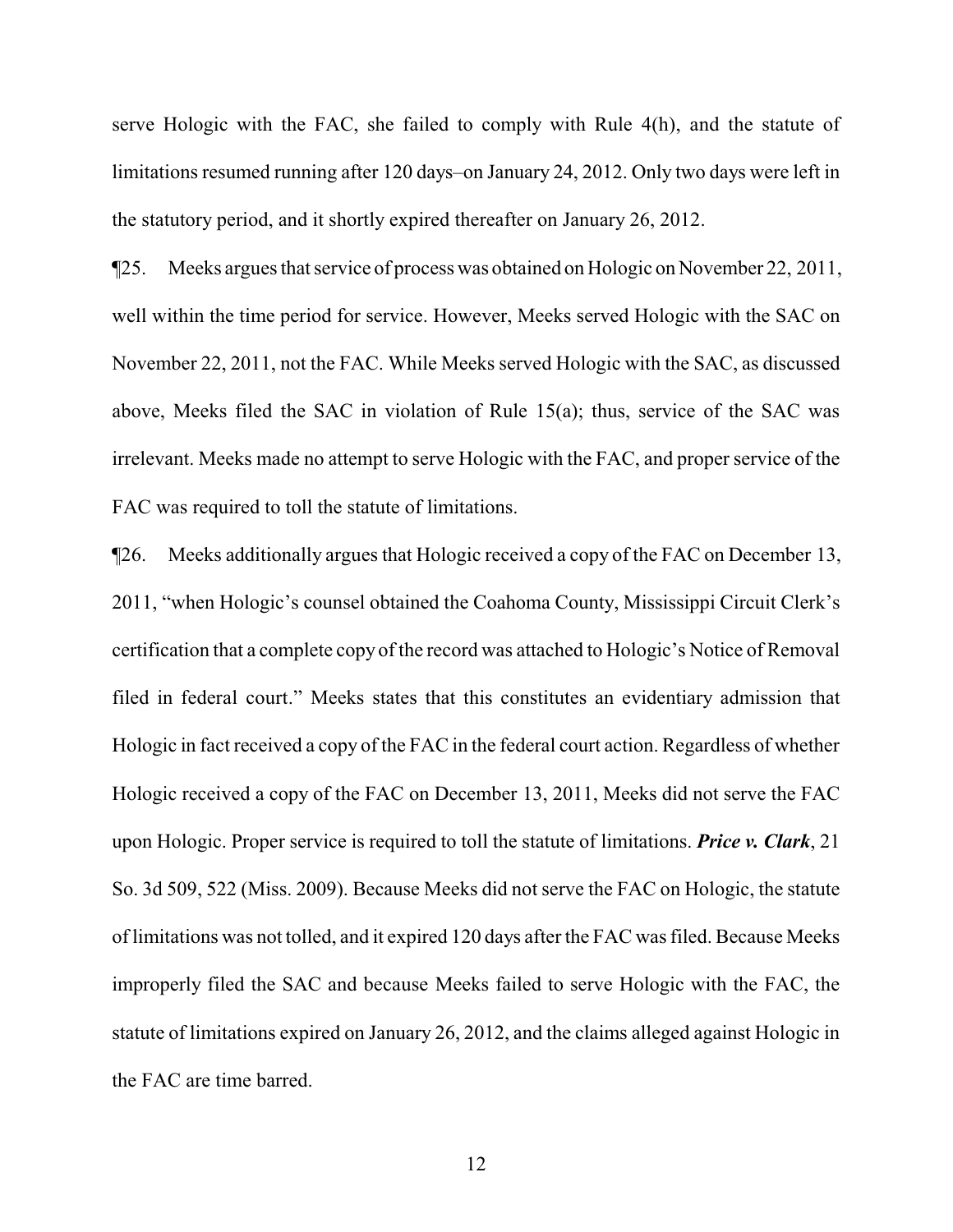serve Hologic with the FAC, she failed to comply with Rule 4(h), and the statute of limitations resumed running after 120 days–on January 24, 2012. Only two days were left in the statutory period, and it shortly expired thereafter on January 26, 2012.

¶25. Meeks argues that service of process was obtained on Hologic on November 22, 2011, well within the time period for service. However, Meeks served Hologic with the SAC on November 22, 2011, not the FAC. While Meeks served Hologic with the SAC, as discussed above, Meeks filed the SAC in violation of Rule 15(a); thus, service of the SAC was irrelevant. Meeks made no attempt to serve Hologic with the FAC, and proper service of the FAC was required to toll the statute of limitations.

¶26. Meeks additionally argues that Hologic received a copy of the FAC on December 13, 2011, "when Hologic's counsel obtained the Coahoma County, Mississippi Circuit Clerk's certification that a complete copy of the record was attached to Hologic's Notice of Removal filed in federal court." Meeks states that this constitutes an evidentiary admission that Hologic in fact received a copy of the FAC in the federal court action. Regardless of whether Hologic received a copy of the FAC on December 13, 2011, Meeks did not serve the FAC upon Hologic. Proper service is required to toll the statute of limitations. ***Price v. Clark***, 21 So. 3d 509, 522 (Miss. 2009). Because Meeks did not serve the FAC on Hologic, the statute of limitations was not tolled, and it expired 120 days after the FAC was filed. Because Meeks improperly filed the SAC and because Meeks failed to serve Hologic with the FAC, the statute of limitations expired on January 26, 2012, and the claims alleged against Hologic in the FAC are time barred.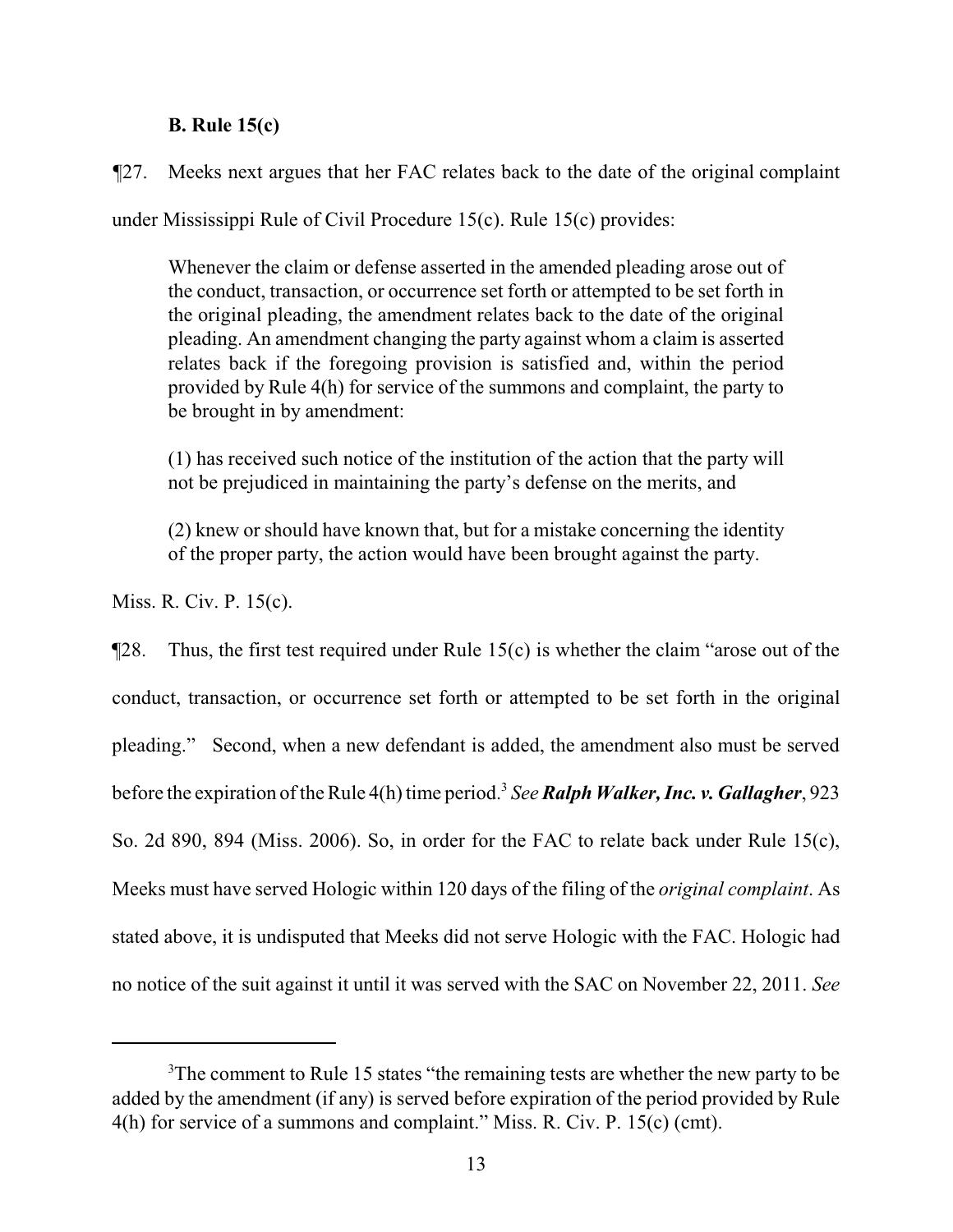### B. Rule 15(c)

¶27. Meeks next argues that her FAC relates back to the date of the original complaint under Mississippi Rule of Civil Procedure 15(c). Rule 15(c) provides:

> Whenever the claim or defense asserted in the amended pleading arose out of the conduct, transaction, or occurrence set forth or attempted to be set forth in the original pleading, the amendment relates back to the date of the original pleading. An amendment changing the party against whom a claim is asserted relates back if the foregoing provision is satisfied and, within the period provided by Rule 4(h) for service of the summons and complaint, the party to be brought in by amendment:
>
> (1) has received such notice of the institution of the action that the party will not be prejudiced in maintaining the party's defense on the merits, and
>
> (2) knew or should have known that, but for a mistake concerning the identity of the proper party, the action would have been brought against the party.

Miss. R. Civ. P. 15(c).

¶28. Thus, the first test required under Rule 15(c) is whether the claim "arose out of the conduct, transaction, or occurrence set forth or attempted to be set forth in the original pleading." Second, when a new defendant is added, the amendment also must be served before the expiration of the Rule 4(h) time period.[3] *See* ***Ralph Walker, Inc. v. Gallagher***, 923 So. 2d 890, 894 (Miss. 2006). So, in order for the FAC to relate back under Rule 15(c), Meeks must have served Hologic within 120 days of the filing of the *original complaint*. As stated above, it is undisputed that Meeks did not serve Hologic with the FAC. Hologic had no notice of the suit against it until it was served with the SAC on November 22, 2011. *See*

---

[3] The comment to Rule 15 states "the remaining tests are whether the new party to be added by the amendment (if any) is served before expiration of the period provided by Rule 4(h) for service of a summons and complaint." Miss. R. Civ. P. 15(c) (cmt).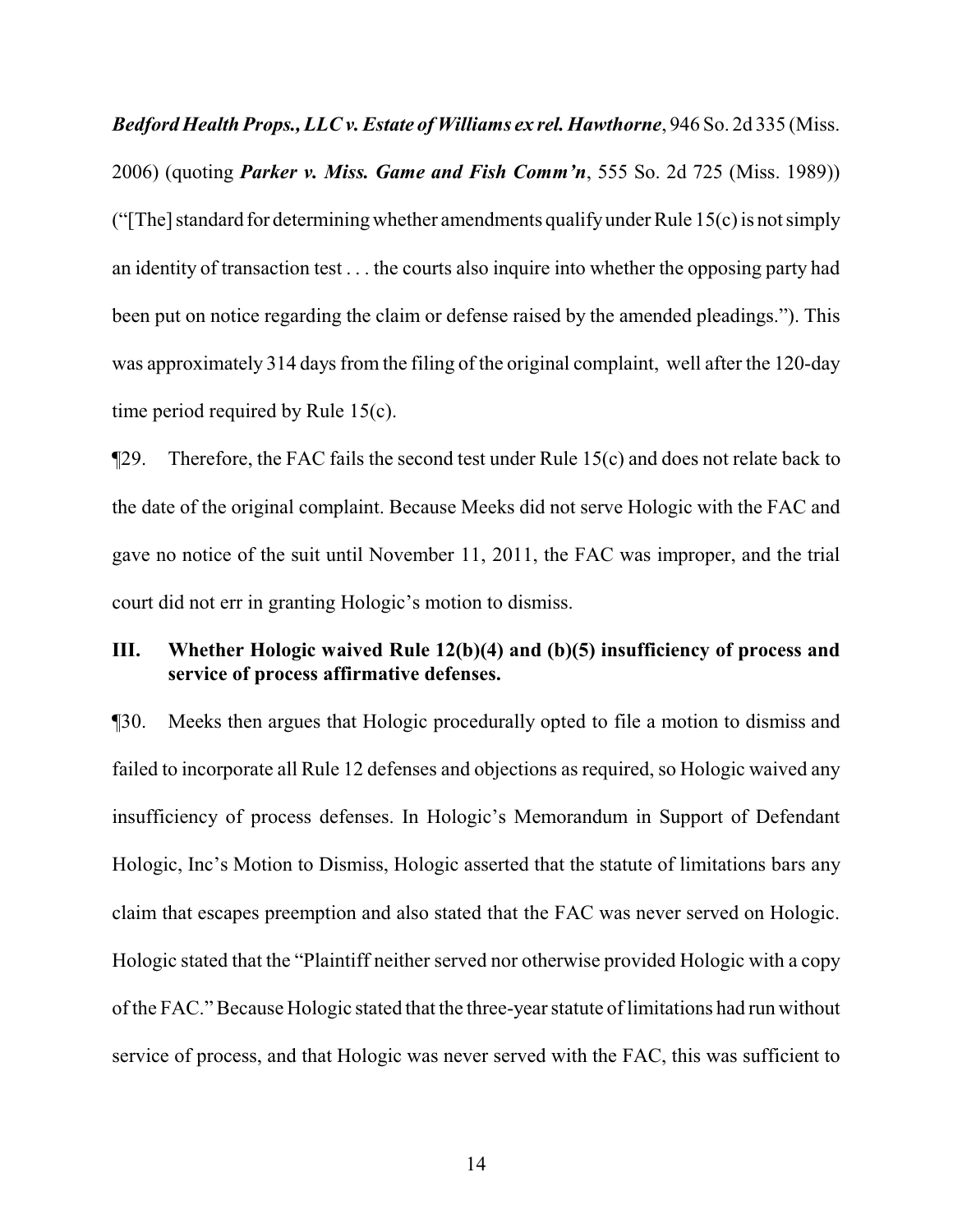***Bedford Health Props., LLC v. Estate of Williams ex rel. Hawthorne***, 946 So. 2d 335 (Miss. 2006) (quoting ***Parker v. Miss. Game and Fish Comm'n***, 555 So. 2d 725 (Miss. 1989)) ("[The] standard for determining whether amendments qualify under Rule 15(c) is not simply an identity of transaction test . . . the courts also inquire into whether the opposing party had been put on notice regarding the claim or defense raised by the amended pleadings."). This was approximately 314 days from the filing of the original complaint, well after the 120-day time period required by Rule 15(c).

¶29. Therefore, the FAC fails the second test under Rule 15(c) and does not relate back to the date of the original complaint. Because Meeks did not serve Hologic with the FAC and gave no notice of the suit until November 11, 2011, the FAC was improper, and the trial court did not err in granting Hologic's motion to dismiss.

### III. Whether Hologic waived Rule 12(b)(4) and (b)(5) insufficiency of process and service of process affirmative defenses.

¶30. Meeks then argues that Hologic procedurally opted to file a motion to dismiss and failed to incorporate all Rule 12 defenses and objections as required, so Hologic waived any insufficiency of process defenses. In Hologic's Memorandum in Support of Defendant Hologic, Inc's Motion to Dismiss, Hologic asserted that the statute of limitations bars any claim that escapes preemption and also stated that the FAC was never served on Hologic. Hologic stated that the "Plaintiff neither served nor otherwise provided Hologic with a copy of the FAC." Because Hologic stated that the three-year statute of limitations had run without service of process, and that Hologic was never served with the FAC, this was sufficient to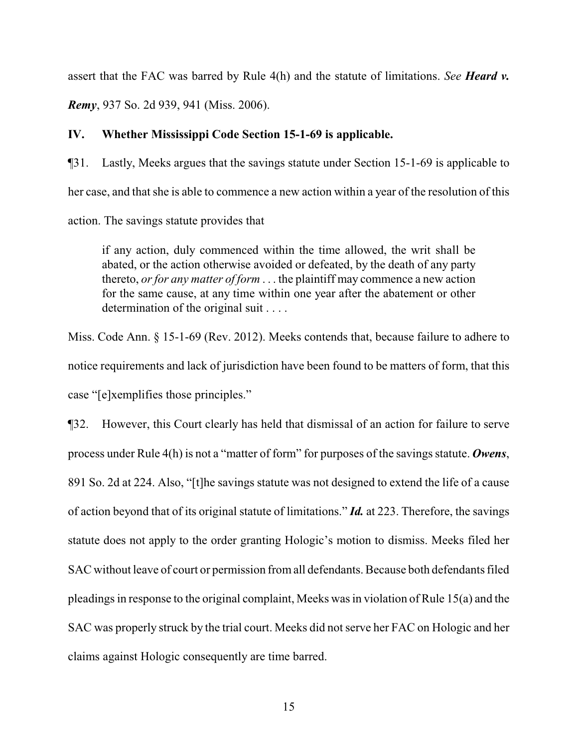assert that the FAC was barred by Rule 4(h) and the statute of limitations. *See* ***Heard v. Remy***, 937 So. 2d 939, 941 (Miss. 2006).

**IV. Whether Mississippi Code Section 15-1-69 is applicable.**

¶31. Lastly, Meeks argues that the savings statute under Section 15-1-69 is applicable to her case, and that she is able to commence a new action within a year of the resolution of this action. The savings statute provides that

> if any action, duly commenced within the time allowed, the writ shall be abated, or the action otherwise avoided or defeated, by the death of any party thereto, *or for any matter of form* . . . the plaintiff may commence a new action for the same cause, at any time within one year after the abatement or other determination of the original suit . . . .

Miss. Code Ann. § 15-1-69 (Rev. 2012). Meeks contends that, because failure to adhere to notice requirements and lack of jurisdiction have been found to be matters of form, that this case "[e]xemplifies those principles."

¶32. However, this Court clearly has held that dismissal of an action for failure to serve process under Rule 4(h) is not a "matter of form" for purposes of the savings statute. ***Owens***, 891 So. 2d at 224. Also, "[t]he savings statute was not designed to extend the life of a cause of action beyond that of its original statute of limitations." ***Id.*** at 223. Therefore, the savings statute does not apply to the order granting Hologic's motion to dismiss. Meeks filed her SAC without leave of court or permission from all defendants. Because both defendants filed pleadings in response to the original complaint, Meeks was in violation of Rule 15(a) and the SAC was properly struck by the trial court. Meeks did not serve her FAC on Hologic and her claims against Hologic consequently are time barred.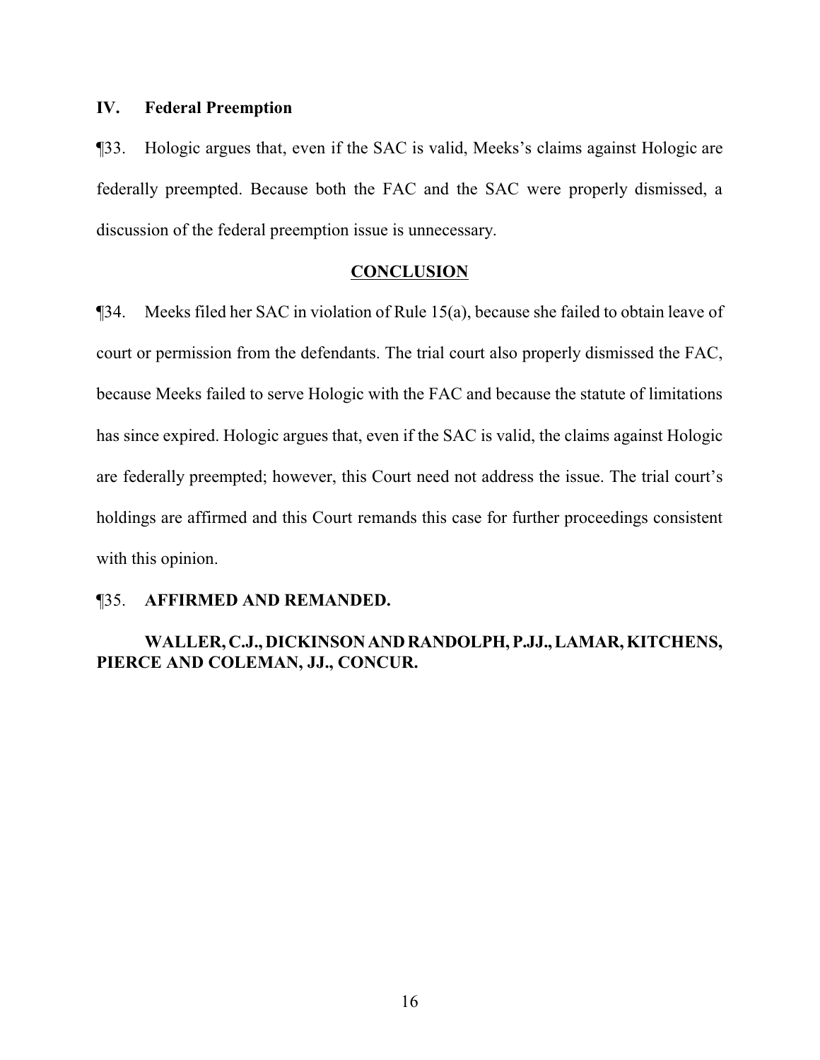## IV. Federal Preemption

¶33. Hologic argues that, even if the SAC is valid, Meeks's claims against Hologic are federally preempted. Because both the FAC and the SAC were properly dismissed, a discussion of the federal preemption issue is unnecessary.

## CONCLUSION

¶34. Meeks filed her SAC in violation of Rule 15(a), because she failed to obtain leave of court or permission from the defendants. The trial court also properly dismissed the FAC, because Meeks failed to serve Hologic with the FAC and because the statute of limitations has since expired. Hologic argues that, even if the SAC is valid, the claims against Hologic are federally preempted; however, this Court need not address the issue. The trial court's holdings are affirmed and this Court remands this case for further proceedings consistent with this opinion.

¶35. **AFFIRMED AND REMANDED.**

**WALLER, C.J., DICKINSON AND RANDOLPH, P.JJ., LAMAR, KITCHENS, PIERCE AND COLEMAN, JJ., CONCUR.**